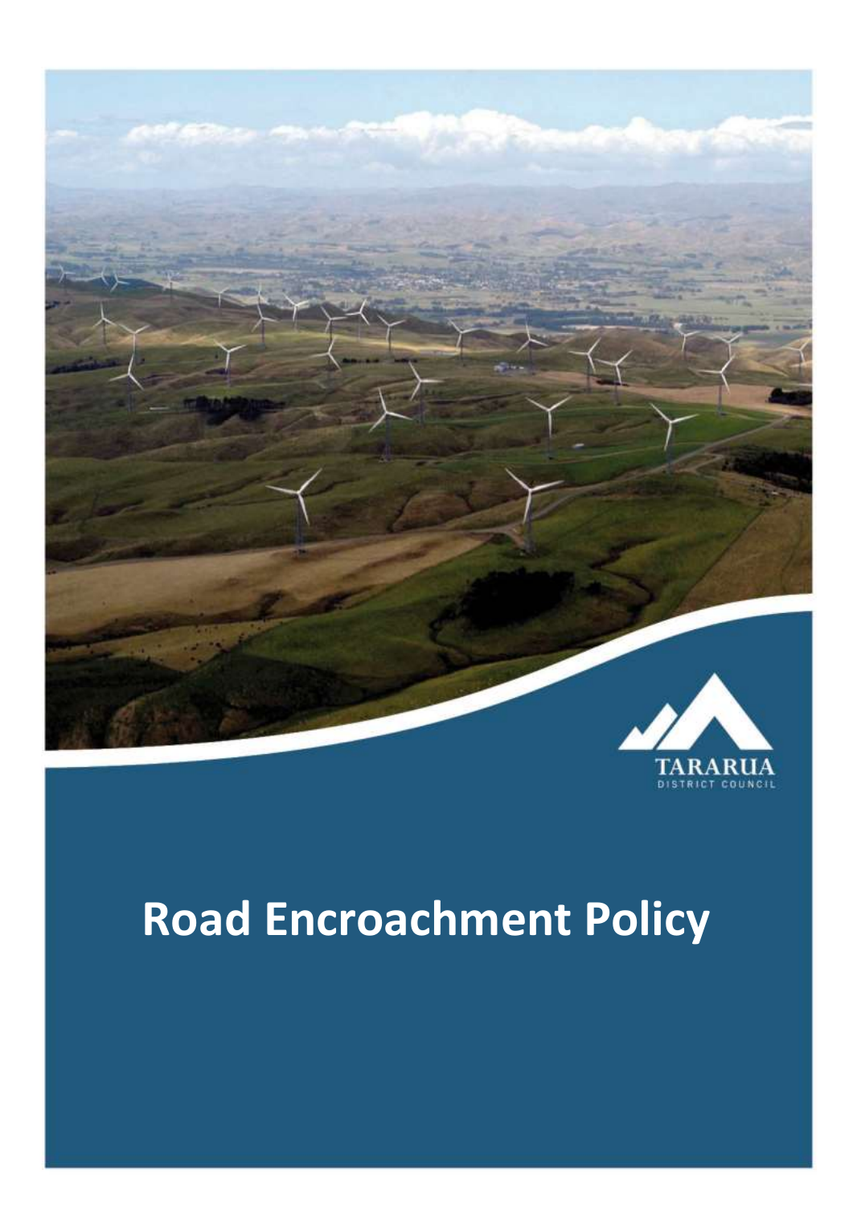TARARUA
DISTRICT COUNCIL

# Road Encroachment Policy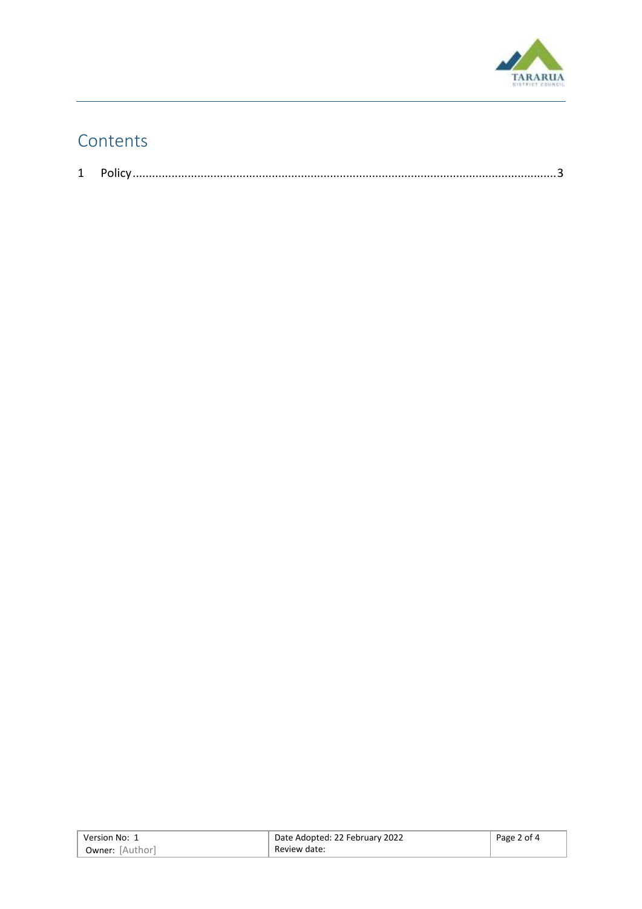# Contents

1 Policy ........................................................................................................................................ 3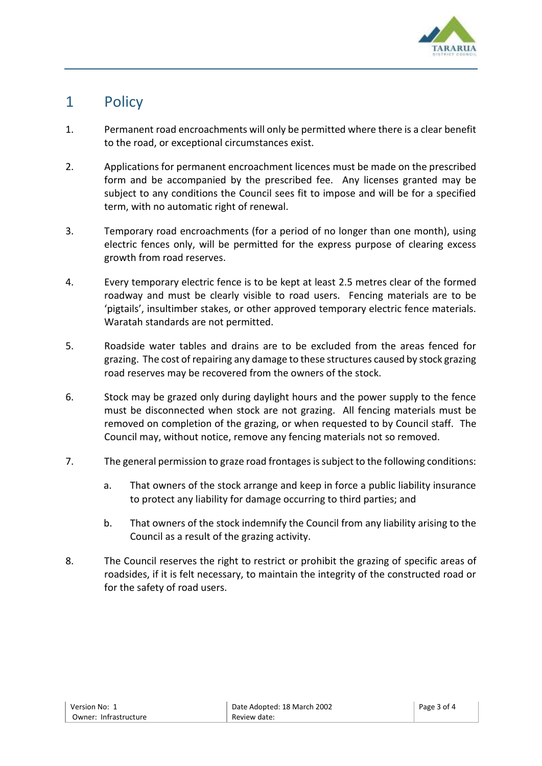# 1 Policy

1. Permanent road encroachments will only be permitted where there is a clear benefit to the road, or exceptional circumstances exist.

2. Applications for permanent encroachment licences must be made on the prescribed form and be accompanied by the prescribed fee. Any licenses granted may be subject to any conditions the Council sees fit to impose and will be for a specified term, with no automatic right of renewal.

3. Temporary road encroachments (for a period of no longer than one month), using electric fences only, will be permitted for the express purpose of clearing excess growth from road reserves.

4. Every temporary electric fence is to be kept at least 2.5 metres clear of the formed roadway and must be clearly visible to road users. Fencing materials are to be 'pigtails', insultimber stakes, or other approved temporary electric fence materials. Waratah standards are not permitted.

5. Roadside water tables and drains are to be excluded from the areas fenced for grazing. The cost of repairing any damage to these structures caused by stock grazing road reserves may be recovered from the owners of the stock.

6. Stock may be grazed only during daylight hours and the power supply to the fence must be disconnected when stock are not grazing. All fencing materials must be removed on completion of the grazing, or when requested to by Council staff. The Council may, without notice, remove any fencing materials not so removed.

7. The general permission to graze road frontages is subject to the following conditions:

   a. That owners of the stock arrange and keep in force a public liability insurance to protect any liability for damage occurring to third parties; and

   b. That owners of the stock indemnify the Council from any liability arising to the Council as a result of the grazing activity.

8. The Council reserves the right to restrict or prohibit the grazing of specific areas of roadsides, if it is felt necessary, to maintain the integrity of the constructed road or for the safety of road users.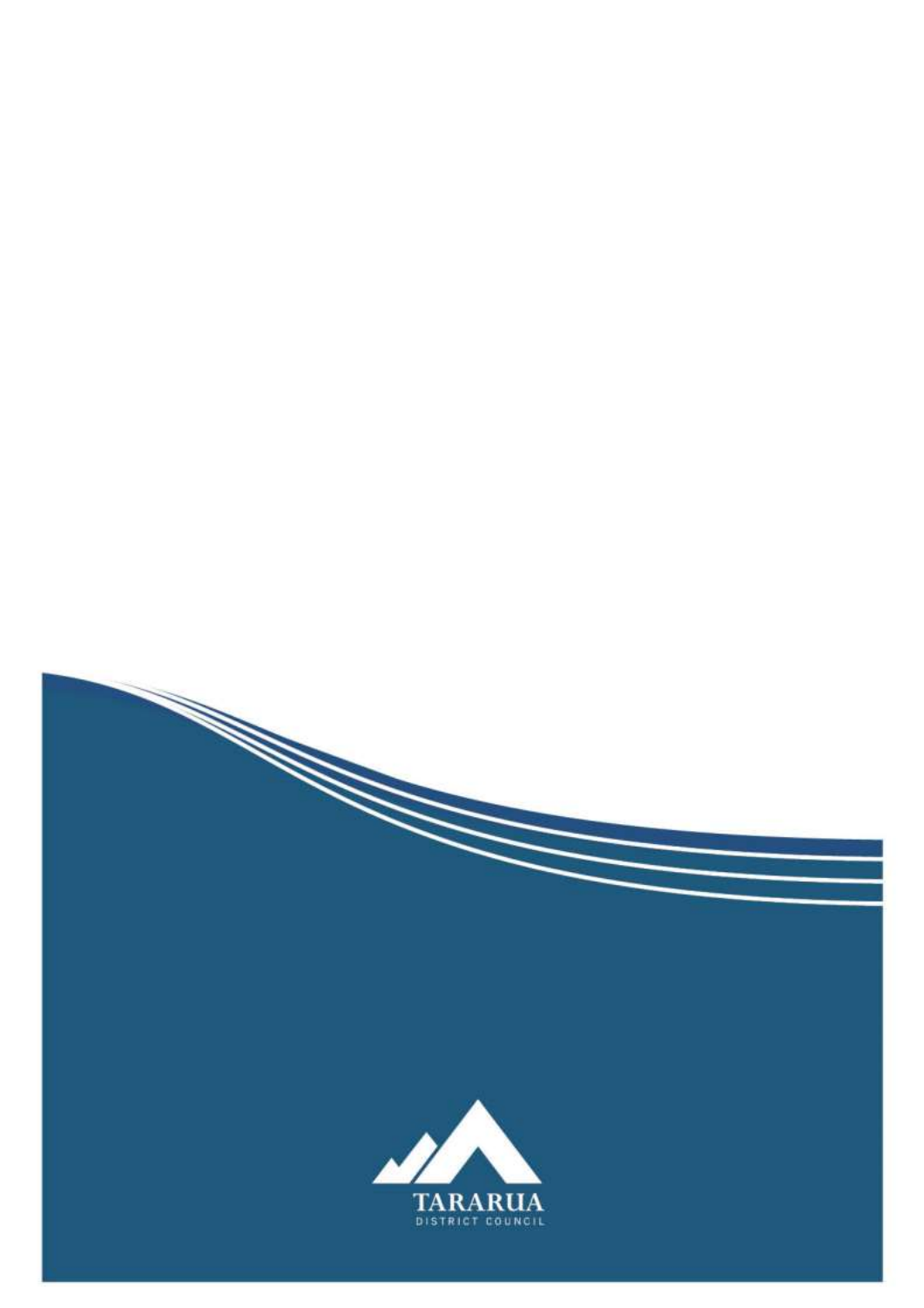TARARUA

DISTRICT COUNCIL